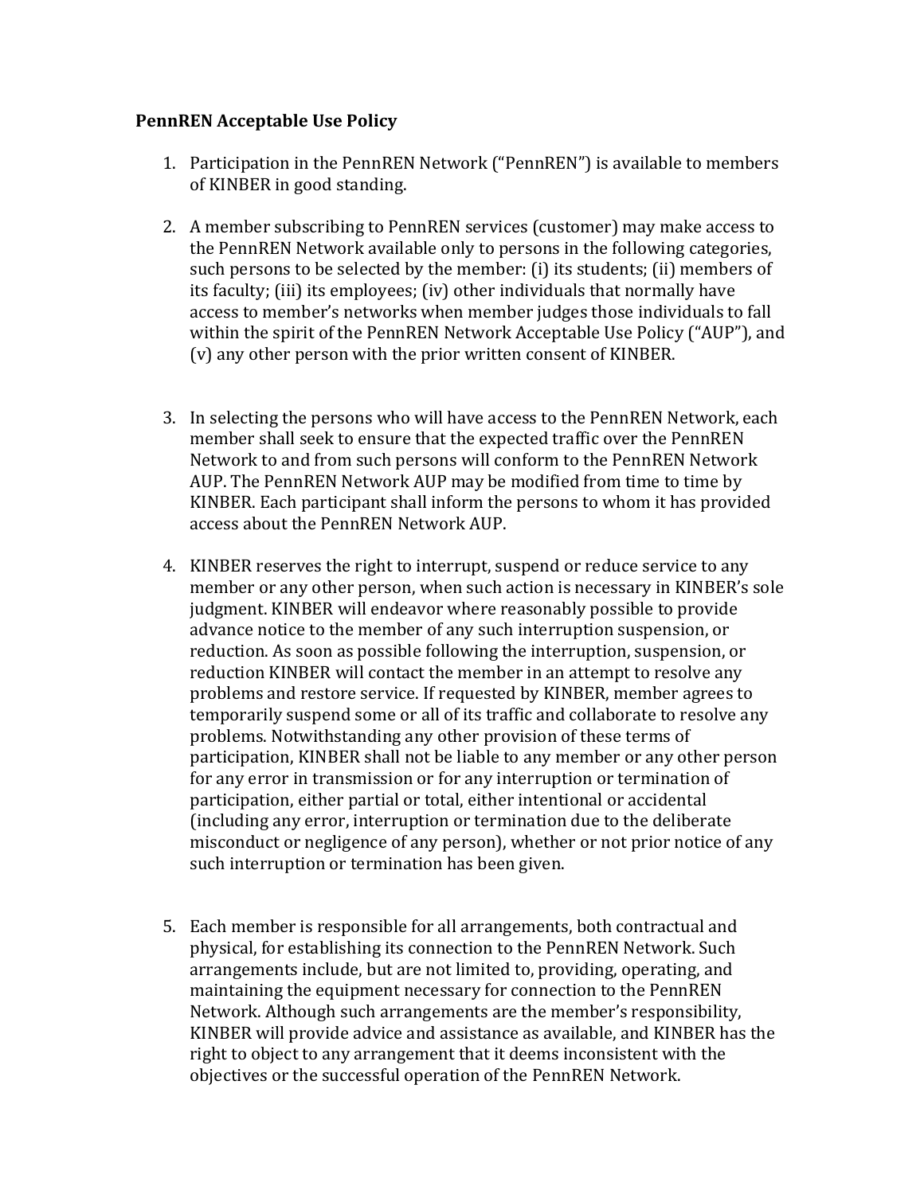**PennREN Acceptable Use Policy**

1. Participation in the PennREN Network ("PennREN") is available to members of KINBER in good standing.

2. A member subscribing to PennREN services (customer) may make access to the PennREN Network available only to persons in the following categories, such persons to be selected by the member: (i) its students; (ii) members of its faculty; (iii) its employees; (iv) other individuals that normally have access to member's networks when member judges those individuals to fall within the spirit of the PennREN Network Acceptable Use Policy ("AUP"), and (v) any other person with the prior written consent of KINBER.

3. In selecting the persons who will have access to the PennREN Network, each member shall seek to ensure that the expected traffic over the PennREN Network to and from such persons will conform to the PennREN Network AUP. The PennREN Network AUP may be modified from time to time by KINBER. Each participant shall inform the persons to whom it has provided access about the PennREN Network AUP.

4. KINBER reserves the right to interrupt, suspend or reduce service to any member or any other person, when such action is necessary in KINBER's sole judgment. KINBER will endeavor where reasonably possible to provide advance notice to the member of any such interruption suspension, or reduction. As soon as possible following the interruption, suspension, or reduction KINBER will contact the member in an attempt to resolve any problems and restore service. If requested by KINBER, member agrees to temporarily suspend some or all of its traffic and collaborate to resolve any problems. Notwithstanding any other provision of these terms of participation, KINBER shall not be liable to any member or any other person for any error in transmission or for any interruption or termination of participation, either partial or total, either intentional or accidental (including any error, interruption or termination due to the deliberate misconduct or negligence of any person), whether or not prior notice of any such interruption or termination has been given.

5. Each member is responsible for all arrangements, both contractual and physical, for establishing its connection to the PennREN Network. Such arrangements include, but are not limited to, providing, operating, and maintaining the equipment necessary for connection to the PennREN Network. Although such arrangements are the member's responsibility, KINBER will provide advice and assistance as available, and KINBER has the right to object to any arrangement that it deems inconsistent with the objectives or the successful operation of the PennREN Network.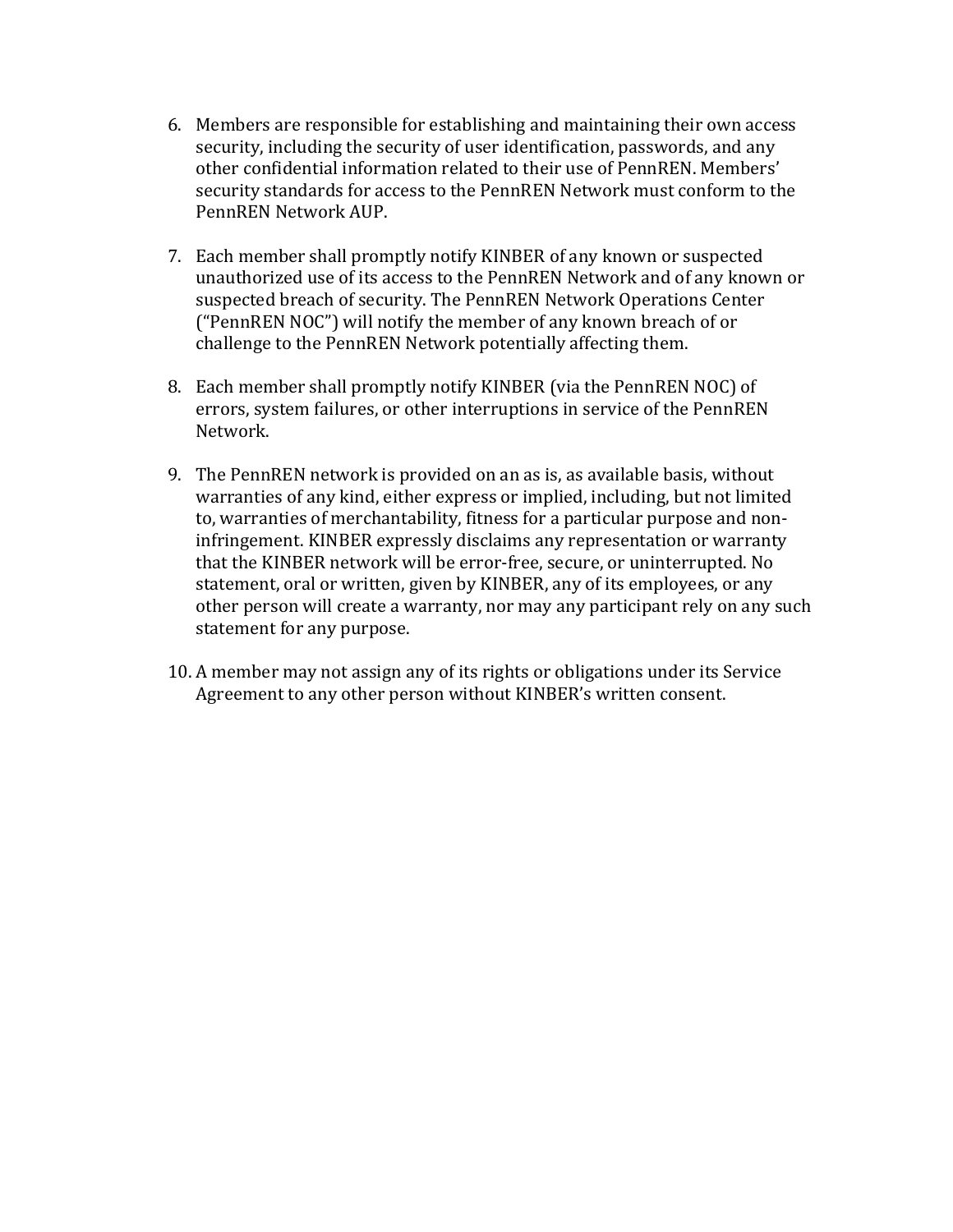6. Members are responsible for establishing and maintaining their own access security, including the security of user identification, passwords, and any other confidential information related to their use of PennREN. Members' security standards for access to the PennREN Network must conform to the PennREN Network AUP.

7. Each member shall promptly notify KINBER of any known or suspected unauthorized use of its access to the PennREN Network and of any known or suspected breach of security. The PennREN Network Operations Center ("PennREN NOC") will notify the member of any known breach of or challenge to the PennREN Network potentially affecting them.

8. Each member shall promptly notify KINBER (via the PennREN NOC) of errors, system failures, or other interruptions in service of the PennREN Network.

9. The PennREN network is provided on an as is, as available basis, without warranties of any kind, either express or implied, including, but not limited to, warranties of merchantability, fitness for a particular purpose and non-infringement. KINBER expressly disclaims any representation or warranty that the KINBER network will be error-free, secure, or uninterrupted. No statement, oral or written, given by KINBER, any of its employees, or any other person will create a warranty, nor may any participant rely on any such statement for any purpose.

10. A member may not assign any of its rights or obligations under its Service Agreement to any other person without KINBER's written consent.